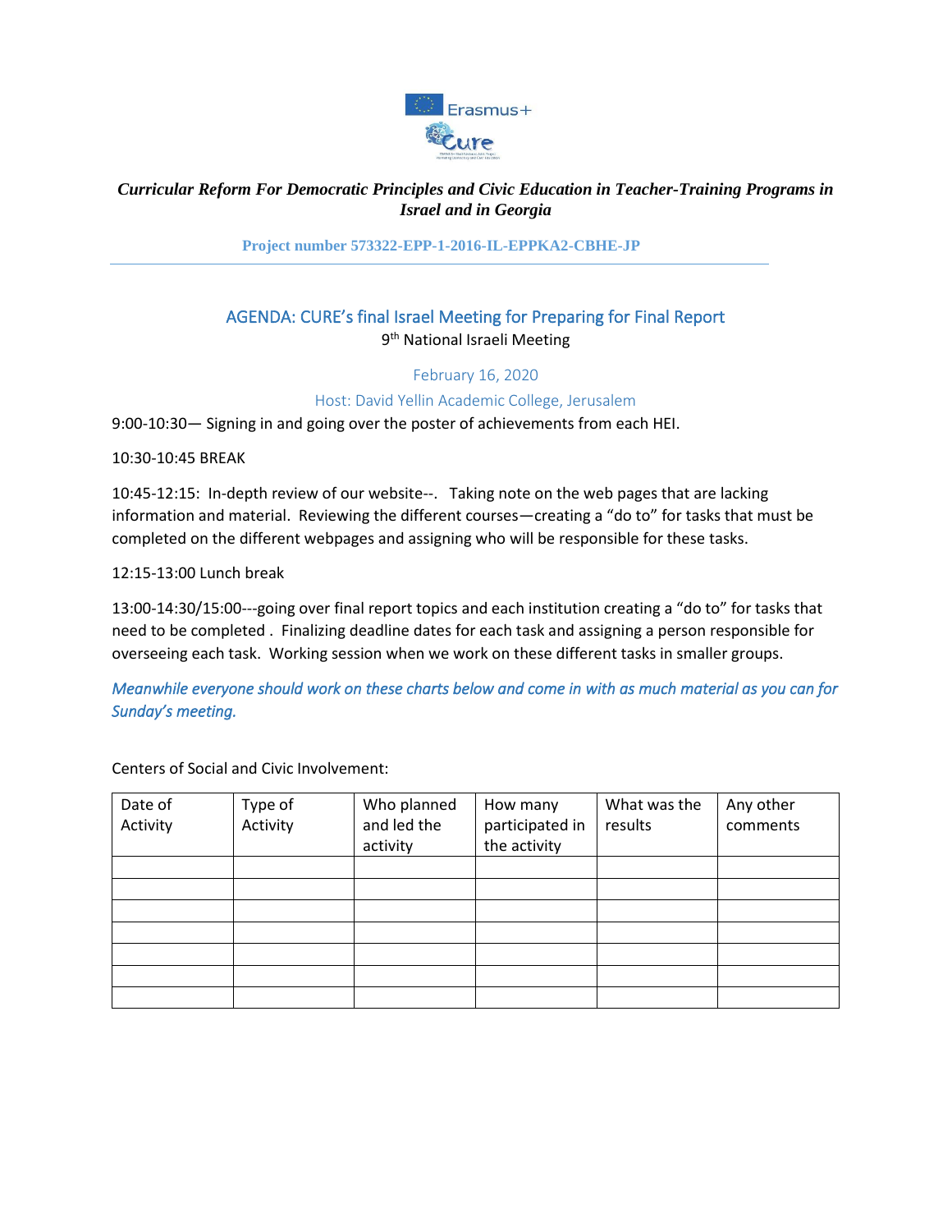*Curricular Reform For Democratic Principles and Civic Education in Teacher-Training Programs in Israel and in Georgia*

**Project number 573322-EPP-1-2016-IL-EPPKA2-CBHE-JP**

---

## AGENDA: CURE's final Israel Meeting for Preparing for Final Report

9th National Israeli Meeting

February 16, 2020

Host: David Yellin Academic College, Jerusalem

9:00-10:30— Signing in and going over the poster of achievements from each HEI.

10:30-10:45 BREAK

10:45-12:15: In-depth review of our website--. Taking note on the web pages that are lacking information and material. Reviewing the different courses—creating a "do to" for tasks that must be completed on the different webpages and assigning who will be responsible for these tasks.

12:15-13:00 Lunch break

13:00-14:30/15:00---going over final report topics and each institution creating a "do to" for tasks that need to be completed . Finalizing deadline dates for each task and assigning a person responsible for overseeing each task. Working session when we work on these different tasks in smaller groups.

*Meanwhile everyone should work on these charts below and come in with as much material as you can for Sunday's meeting.*

Centers of Social and Civic Involvement:

| Date of Activity | Type of Activity | Who planned and led the activity | How many participated in the activity | What was the results | Any other comments |
|---|---|---|---|---|---|
| | | | | | |
| | | | | | |
| | | | | | |
| | | | | | |
| | | | | | |
| | | | | | |
| | | | | | |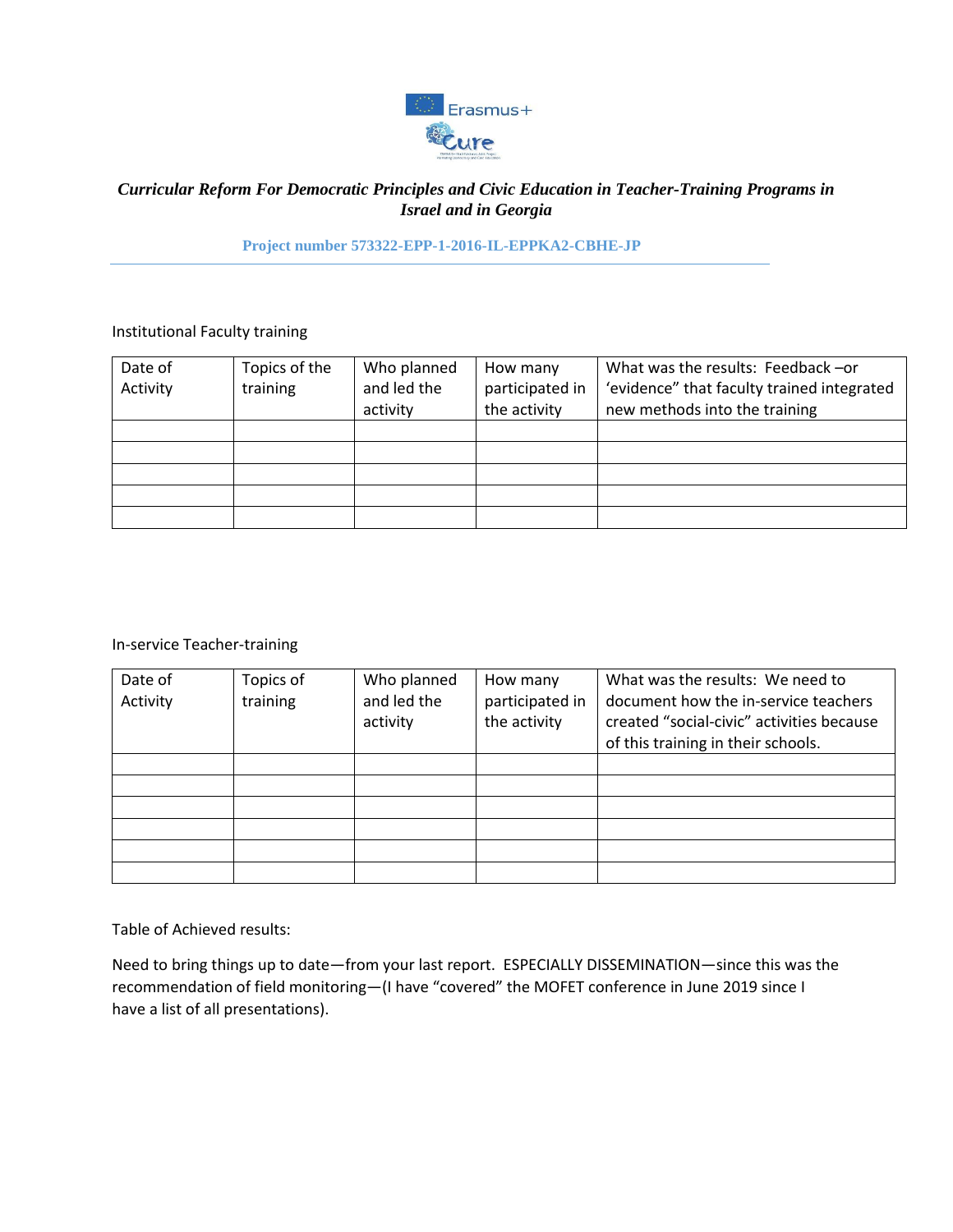*Curricular Reform For Democratic Principles and Civic Education in Teacher-Training Programs in Israel and in Georgia*

**Project number 573322-EPP-1-2016-IL-EPPKA2-CBHE-JP**

Institutional Faculty training

| Date of Activity | Topics of the training | Who planned and led the activity | How many participated in the activity | What was the results: Feedback –or 'evidence" that faculty trained integrated new methods into the training |
|---|---|---|---|---|
| | | | | |
| | | | | |
| | | | | |
| | | | | |
| | | | | |

In-service Teacher-training

| Date of Activity | Topics of training | Who planned and led the activity | How many participated in the activity | What was the results: We need to document how the in-service teachers created "social-civic" activities because of this training in their schools. |
|---|---|---|---|---|
| | | | | |
| | | | | |
| | | | | |
| | | | | |
| | | | | |
| | | | | |

Table of Achieved results:

Need to bring things up to date—from your last report. ESPECIALLY DISSEMINATION—since this was the recommendation of field monitoring—(I have "covered" the MOFET conference in June 2019 since I have a list of all presentations).